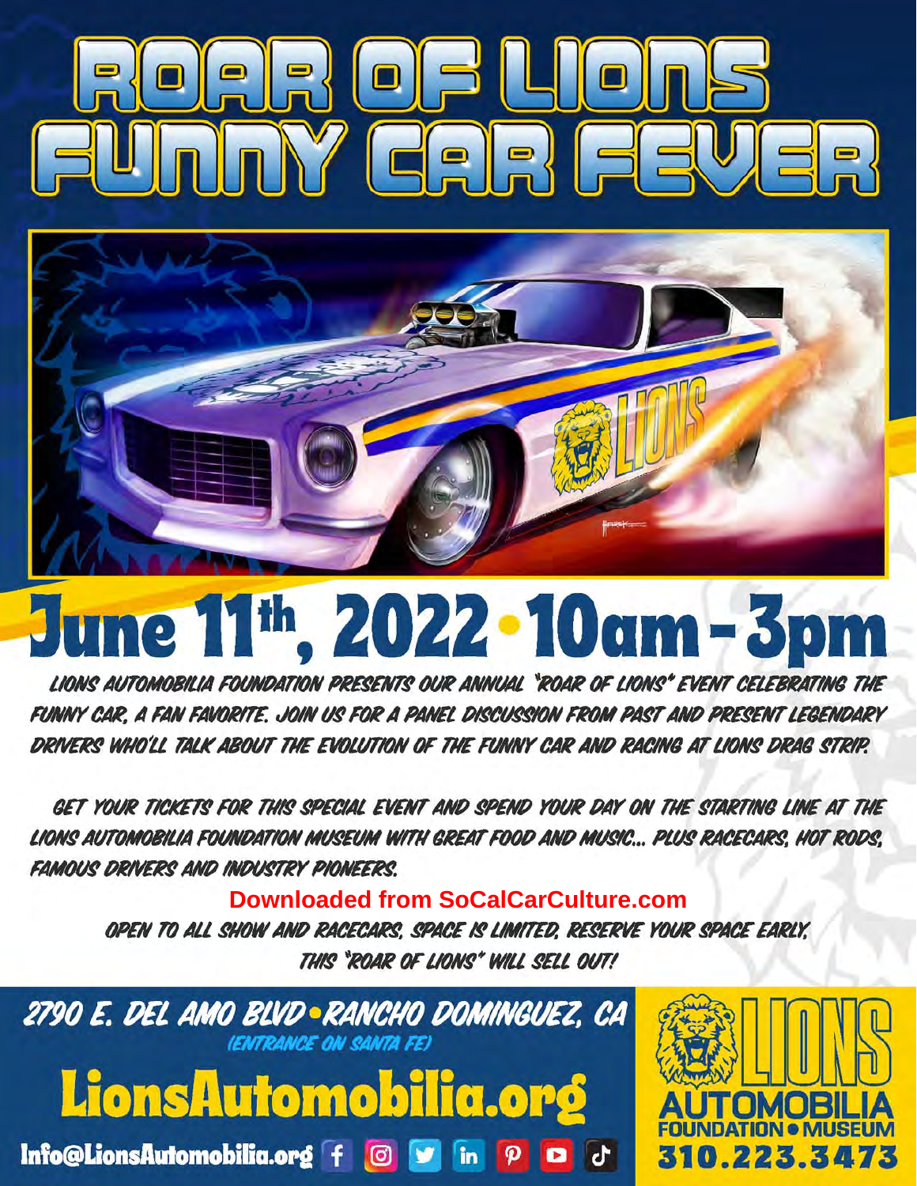# ROAR OF LIONS FUNNY CAR FEVER

## June 11th, 2022 • 10am - 3pm

LIONS AUTOMOBILIA FOUNDATION PRESENTS OUR ANNUAL "ROAR OF LIONS" EVENT CELEBRATING THE FUNNY CAR, A FAN FAVORITE. JOIN US FOR A PANEL DISCUSSION FROM PAST AND PRESENT LEGENDARY DRIVERS WHO'LL TALK ABOUT THE EVOLUTION OF THE FUNNY CAR AND RACING AT LIONS DRAG STRIP.

GET YOUR TICKETS FOR THIS SPECIAL EVENT AND SPEND YOUR DAY ON THE STARTING LINE AT THE LIONS AUTOMOBILIA FOUNDATION MUSEUM WITH GREAT FOOD AND MUSIC... PLUS RACECARS, HOT RODS, FAMOUS DRIVERS AND INDUSTRY PIONEERS.

**Downloaded from SoCalCarCulture.com**

OPEN TO ALL SHOW AND RACECARS, SPACE IS LIMITED, RESERVE YOUR SPACE EARLY, THIS "ROAR OF LIONS" WILL SELL OUT!

2790 E. DEL AMO BLVD • RANCHO DOMINGUEZ, CA
(ENTRANCE ON SANTA FE)

**LionsAutomobilia.org**

Info@LionsAutomobilia.org

LIONS AUTOMOBILIA FOUNDATION • MUSEUM

310.223.3473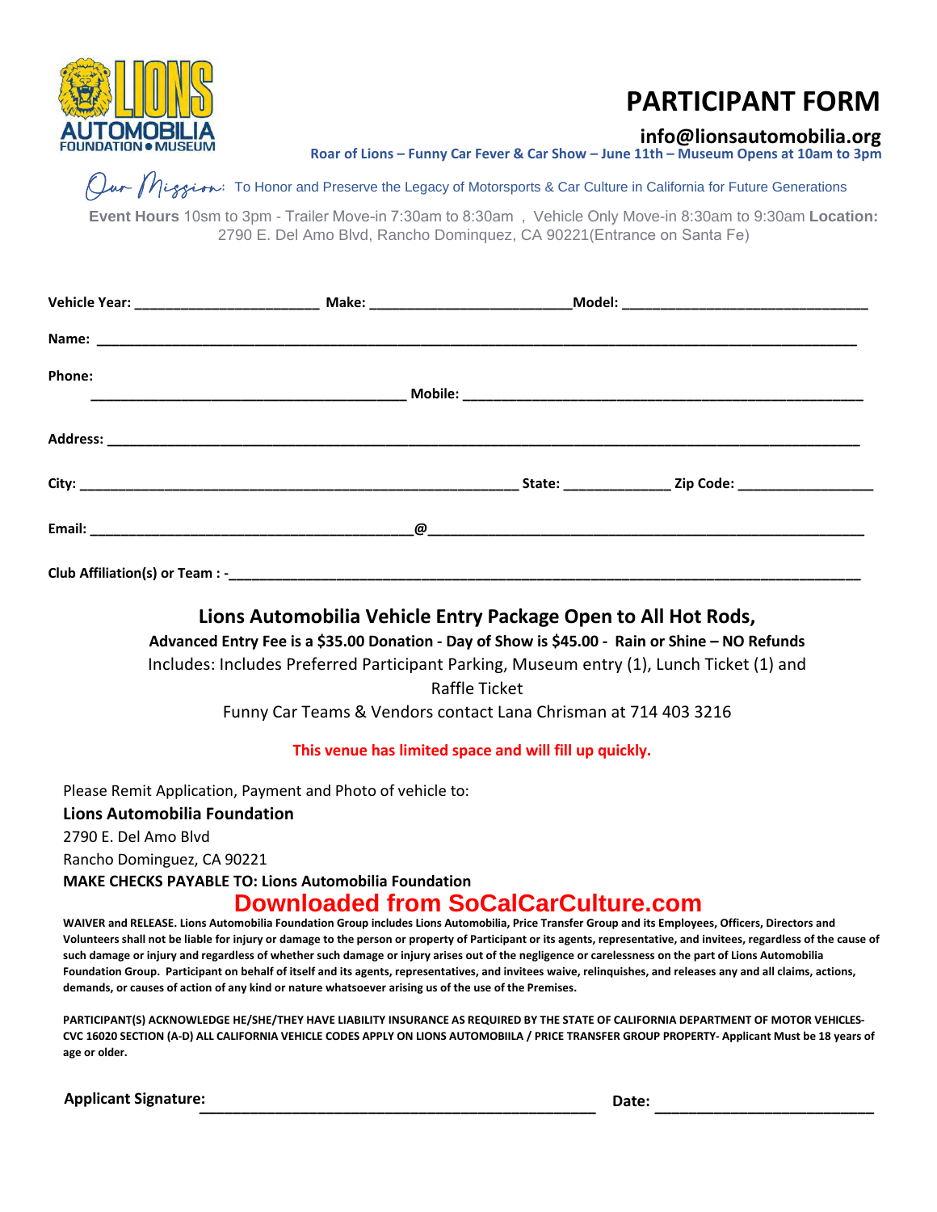# PARTICIPANT FORM

**info@lionsautomobilia.org**

**Roar of Lions – Funny Car Fever & Car Show – June 11th – Museum Opens at 10am to 3pm**

*Our Mission*: To Honor and Preserve the Legacy of Motorsports & Car Culture in California for Future Generations

**Event Hours** 10sm to 3pm - Trailer Move-in 7:30am to 8:30am , Vehicle Only Move-in 8:30am to 9:30am **Location:** 2790 E. Del Amo Blvd, Rancho Dominquez, CA 90221(Entrance on Santa Fe)

**Vehicle Year:** ________________________ **Make:** __________________________ **Model:** ________________________________

**Name:** ______________________________________________________________________________________________

**Phone:** __________________________________________ **Mobile:** _______________________________________________________

**Address:** _____________________________________________________________________________________________

**City:** __________________________________________________________ **State:** ______________ **Zip Code:** __________________

**Email:** ___________________________________________@_________________________________________________________

**Club Affiliation(s) or Team :** -_________________________________________________________________________________

## Lions Automobilia Vehicle Entry Package Open to All Hot Rods,

**Advanced Entry Fee is a $35.00 Donation - Day of Show is $45.00 - Rain or Shine – NO Refunds**

Includes: Includes Preferred Participant Parking, Museum entry (1), Lunch Ticket (1) and Raffle Ticket

Funny Car Teams & Vendors contact Lana Chrisman at 714 403 3216

**This venue has limited space and will fill up quickly.**

Please Remit Application, Payment and Photo of vehicle to:

**Lions Automobilia Foundation**

2790 E. Del Amo Blvd

Rancho Dominguez, CA 90221

**MAKE CHECKS PAYABLE TO: Lions Automobilia Foundation**

**Downloaded from SoCalCarCulture.com**

**WAIVER and RELEASE. Lions Automobilia Foundation Group includes Lions Automobilia, Price Transfer Group and its Employees, Officers, Directors and Volunteers shall not be liable for injury or damage to the person or property of Participant or its agents, representative, and invitees, regardless of the cause of such damage or injury and regardless of whether such damage or injury arises out of the negligence or carelessness on the part of Lions Automobilia Foundation Group. Participant on behalf of itself and its agents, representatives, and invitees waive, relinquishes, and releases any and all claims, actions, demands, or causes of action of any kind or nature whatsoever arising us of the use of the Premises.**

**PARTICIPANT(S) ACKNOWLEDGE HE/SHE/THEY HAVE LIABILITY INSURANCE AS REQUIRED BY THE STATE OF CALIFORNIA DEPARTMENT OF MOTOR VEHICLES-CVC 16020 SECTION (A-D) ALL CALIFORNIA VEHICLE CODES APPLY ON LIONS AUTOMOBIILA / PRICE TRANSFER GROUP PROPERTY- Applicant Must be 18 years of age or older.**

**Applicant Signature:** ________________________________________________ **Date:** __________________________